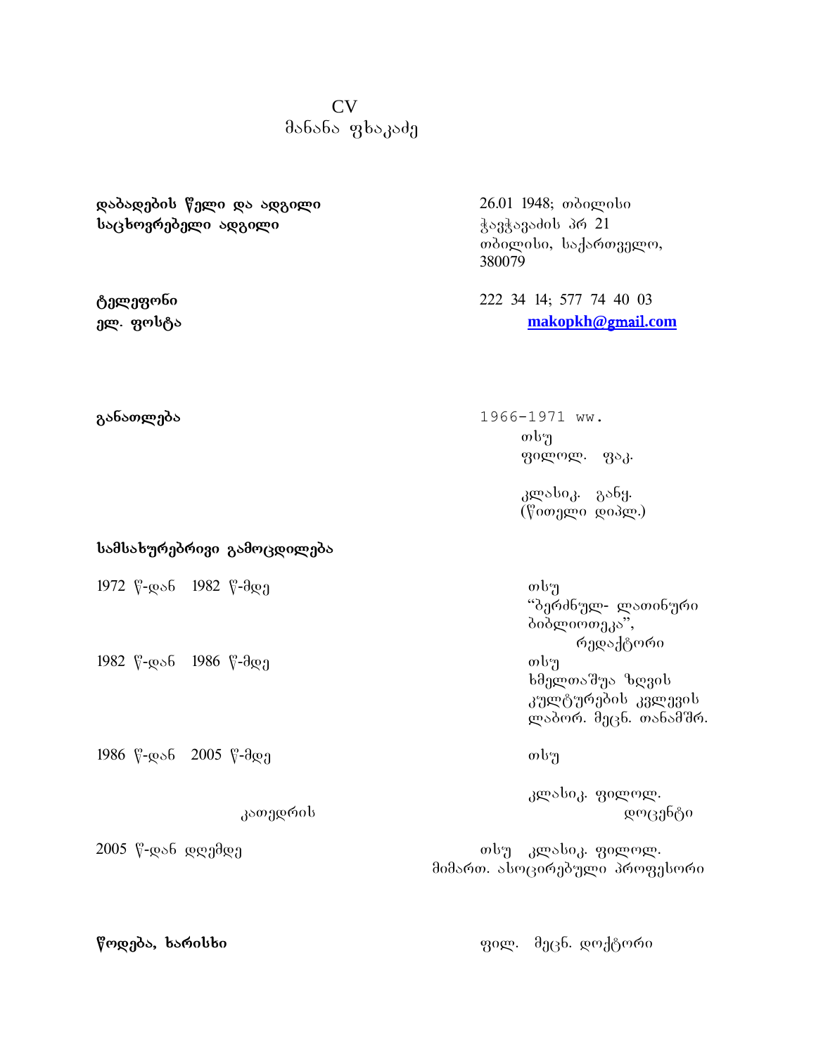# CV
## მანანა ფხაკაძე

| | |
|---|---|
| **დაბადების წელი და ადგილი** | 26.01 1948; თბილისი |
| **საცხოვრებელი ადგილი** | ჭავჭავაძის პრ 21 თბილისი, საქართველო, 380079 |
| **ტელეფონი** | 222 34 14; 577 74 40 03 |
| **ელ. ფოსტა** | makopkh@gmail.com |

| | |
|---|---|
| **განათლება** | 1966-1971 ww. თსუ ფილოლ. ფაკ. კლასიკ. განყ. (წითელი დიპლ.) |

**სამსახურებრივი გამოცდილება**

| | |
|---|---|
| 1972 წ-დან 1982 წ-მდე | თსუ "ბერძნულ- ლათინური ბიბლიოთეკა", რედაქტორი |
| 1982 წ-დან 1986 წ-მდე | თსუ ხმელთაშუა ზღვის კულტურების კვლევის ლაბორ. მეცნ. თანამშრ. |
| 1986 წ-დან 2005 წ-მდე | თსუ კლასიკ. ფილოლ. კათედრის დოცენტი |
| 2005 წ-დან დღემდე | თსუ კლასიკ. ფილოლ. მიმართ. ასოცირებული პროფესორი |

| | |
|---|---|
| **წოდება, ხარისხი** | ფილ. მეცნ. დოქტორი |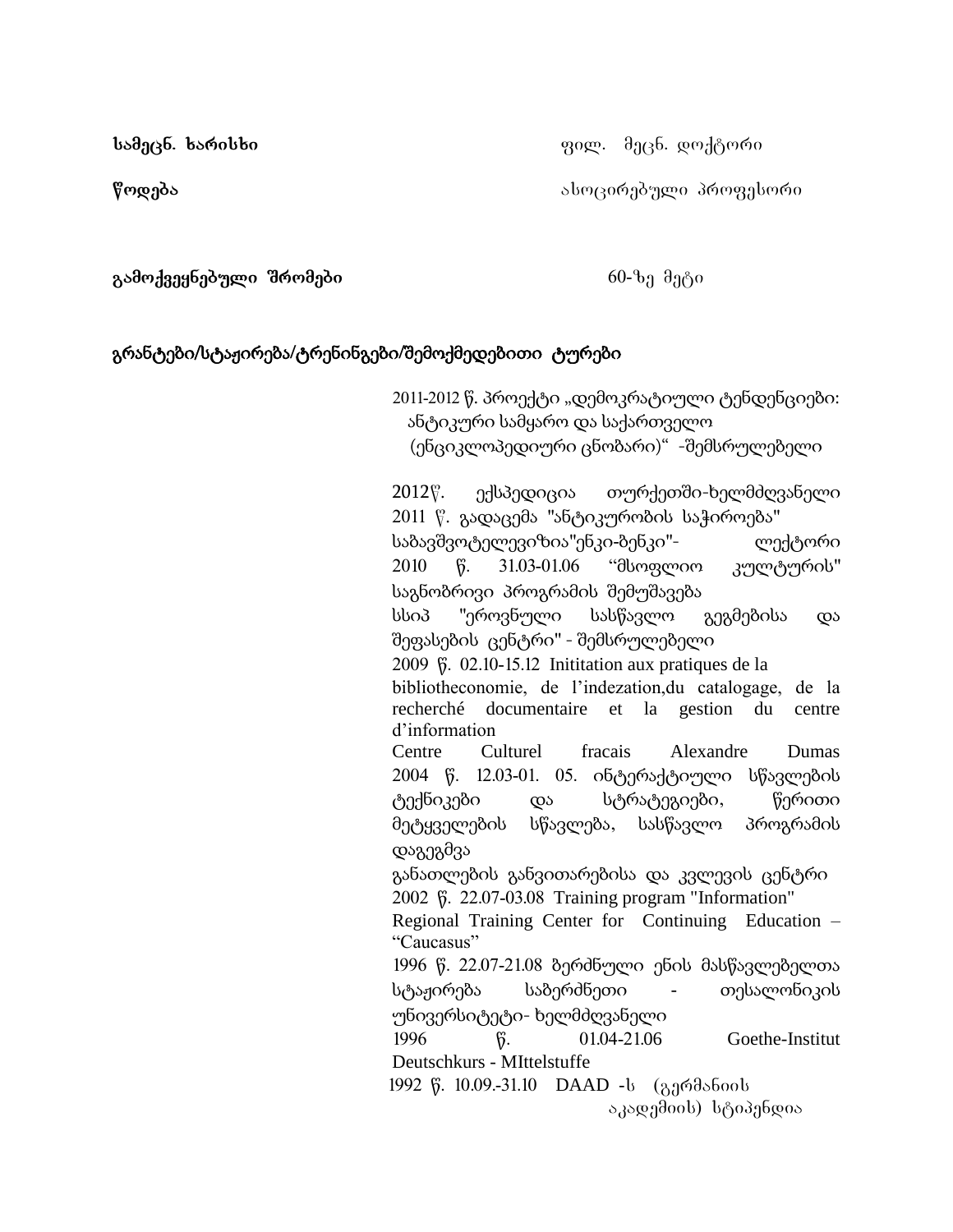**სამეცნ. ხარისხი** ფილ. მეცნ. დოქტორი

**წოდება** ასოცირებული პროფესორი

**გამოქვეყნებული შრომები** 60-ზე მეტი

**გრანტები/სტაჟირება/ტრენინგები/შემოქმედებითი ტურები**

2011-2012 წ. პროექტი „დემოკრატიული ტენდენციები: ანტიკური სამყარო და საქართველო (ენციკლოპედიური ცნობარი)" -შემსრულებელი

2012წ. ექსპედიცია თურქეთში-ხელმძღვანელი
2011 წ. გადაცემა "ანტიკურობის საჭიროება" საზავშვოტელევიზია"ენკი-ბენკი"- ლექტორი
2010 წ. 31.03-01.06 "მსოფლიო კულტურის" საგნობრივი პროგრამის შემუშავება
სსიპ "ეროვნული სასწავლო გეგმებისა და შეფასების ცენტრი" - შემსრულებელი
2009 წ. 02.10-15.12 Inititation aux pratiques de la bibliotheconomie, de l'indezation,du catalogage, de la recherché documentaire et la gestion du centre d'information
Centre Culturel fracais Alexandre Dumas
2004 წ. 12.03-01. 05. ინტერაქტიული სწავლების ტექნიკები და სტრატეგიები, წერითი მეტყველების სწავლება, სასწავლო პროგრამის დაგეგმვა
განათლების განვითარებისა და კვლევის ცენტრი
2002 წ. 22.07-03.08 Training program "Information"
Regional Training Center for Continuing Education – "Caucasus"
1996 წ. 22.07-21.08 ბერძნული ენის მასწავლებელთა სტაჟირება საბერძნეთი - თესალონიკის უნივერსიტეტი- ხელმძღვანელი
1996 წ. 01.04-21.06 Goethe-Institut Deutschkurs - MIttelstuffe
1992 წ. 10.09.-31.10 DAAD -ს (გერმანიის აკადემიის) სტიპენდია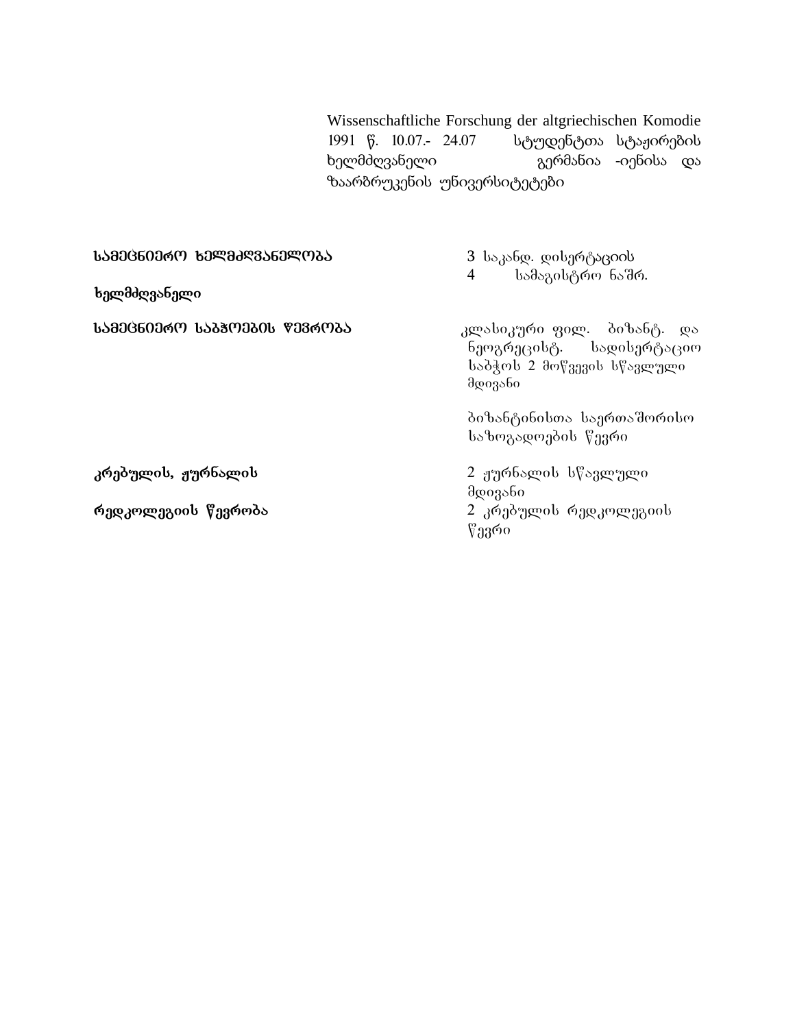Wissenschaftliche Forschung der altgriechischen Komodie 1991 წ. 10.07.- 24.07 სტუდენტთა სტაჟირების ხელმძღვანელი გერმანია -იენისა და ზაარბრუკენის უნივერსიტეტები

| | |
|---|---|
| **სამეცნიერო ხელმძღვანელობა**<br><br>**ხელმძღვანელი** | 3 საკანდ. დისერტაციის<br>4 სამაგისტრო ნაშრ. |
| **სამეცნიერო საბჭოების წევრობა** | კლასიკური ფილ. ბიზანტ. და ნეოგრეცისტ. სადისერტაციო საბჭოს 2 მოწვევის სწავლული მდივანი<br><br>ბიზანტინისთა საერთაშორისო საზოგადოების წევრი |
| **კრებულის, ჟურნალის**<br><br>**რედკოლეგიის წევრობა** | 2 ჟურნალის სწავლული მდივანი<br>2 კრებულის რედკოლეგიის წევრი |